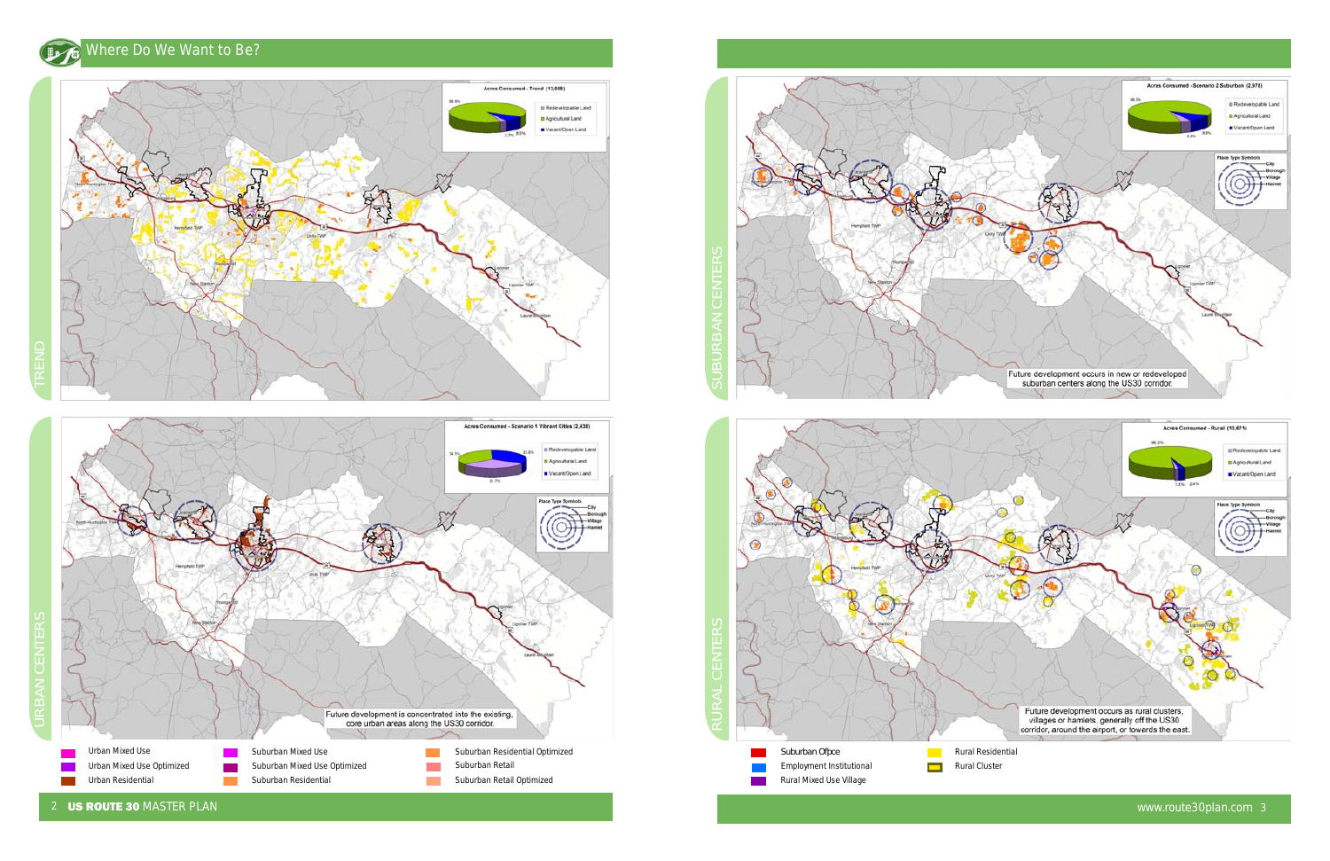# Where Do We Want to Be?

## TREND

**Acres Consumed - Trend (13,088)**

- Redevelopable Land
- Agricultural Land
- Vacant/Open Land

## URBAN CENTERS

**Acres Consumed - Scenario 1 Vibrant Cities (2,438)**

- Redevelopable Land
- Agricultural Land
- Vacant/Open Land

Place Type Symbols: City, Borough, Village, Hamlet

Future development is concentrated into the existing, core urban areas along the US30 corridor.

## SUBURBAN CENTERS

**Acres Consumed - Scenario 2 Suburban (2,976)**

- Redevelopable Land
- Agricultural Land
- Vacant/Open Land

Place Type Symbols: City, Borough, Village, Hamlet

Future development occurs in new or redeveloped suburban centers along the US30 corridor.

## RURAL CENTERS

**Acres Consumed - Rural (10,671)**

- Redevelopable Land
- Agricultural Land
- Vacant/Open Land

Place Type Symbols: City, Borough, Village, Hamlet

Future development occurs as rural clusters, villages or hamlets, generally off the US30 corridor, around the airport, or towards the east.

**Legend**

- Urban Mixed Use
- Urban Mixed Use Optimized
- Urban Residential
- Suburban Mixed Use
- Suburban Mixed Use Optimized
- Suburban Residential
- Suburban Residential Optimized
- Suburban Retail
- Suburban Retail Optimized
- Suburban Office
- Employment Institutional
- Rural Mixed Use Village
- Rural Residential
- Rural Cluster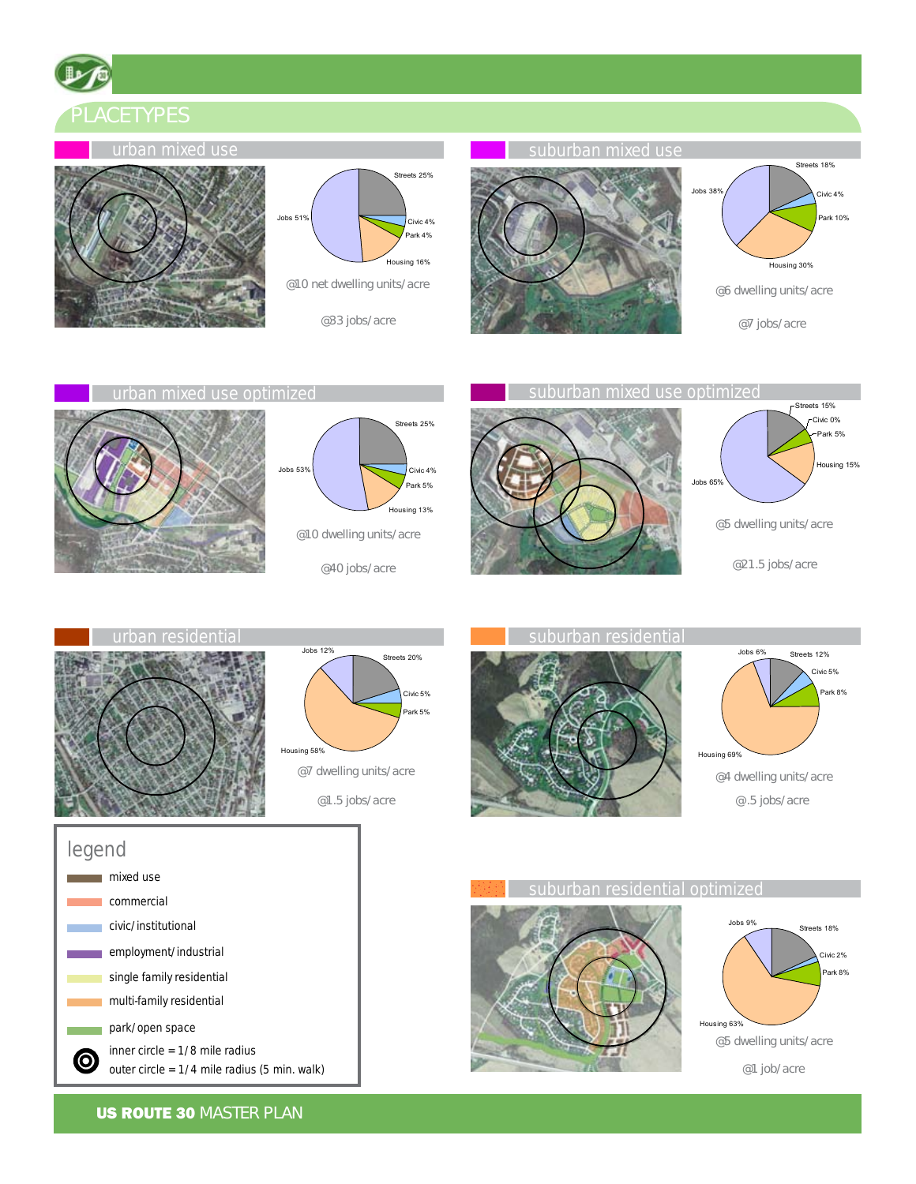# PLACETYPES

## urban mixed use

Streets 25%
Civic 4%
Park 4%
Housing 16%
Jobs 51%

@10 net dwelling units/acre

@83 jobs/acre

## suburban mixed use

Streets 18%
Civic 4%
Park 10%
Housing 30%
Jobs 38%

@6 dwelling units/acre

@7 jobs/acre

## urban mixed use optimized

Streets 25%
Civic 4%
Park 5%
Housing 13%
Jobs 53%

@10 dwelling units/acre

@40 jobs/acre

## suburban mixed use optimized

Streets 15%
Civic 0%
Park 5%
Housing 15%
Jobs 65%

@5 dwelling units/acre

@21.5 jobs/acre

## urban residential

Jobs 12%
Streets 20%
Civic 5%
Park 5%
Housing 58%

@7 dwelling units/acre

@1.5 jobs/acre

## suburban residential

Jobs 6%
Streets 12%
Civic 5%
Park 8%
Housing 69%

@4 dwelling units/acre

@.5 jobs/acre

## legend

- mixed use
- commercial
- civic/institutional
- employment/industrial
- single family residential
- multi-family residential
- park/open space
- inner circle = 1/8 mile radius
- outer circle = 1/4 mile radius (5 min. walk)

## suburban residential optimized

Jobs 9%
Streets 18%
Civic 2%
Park 8%
Housing 63%

@5 dwelling units/acre

@1 job/acre

**US ROUTE 30** MASTER PLAN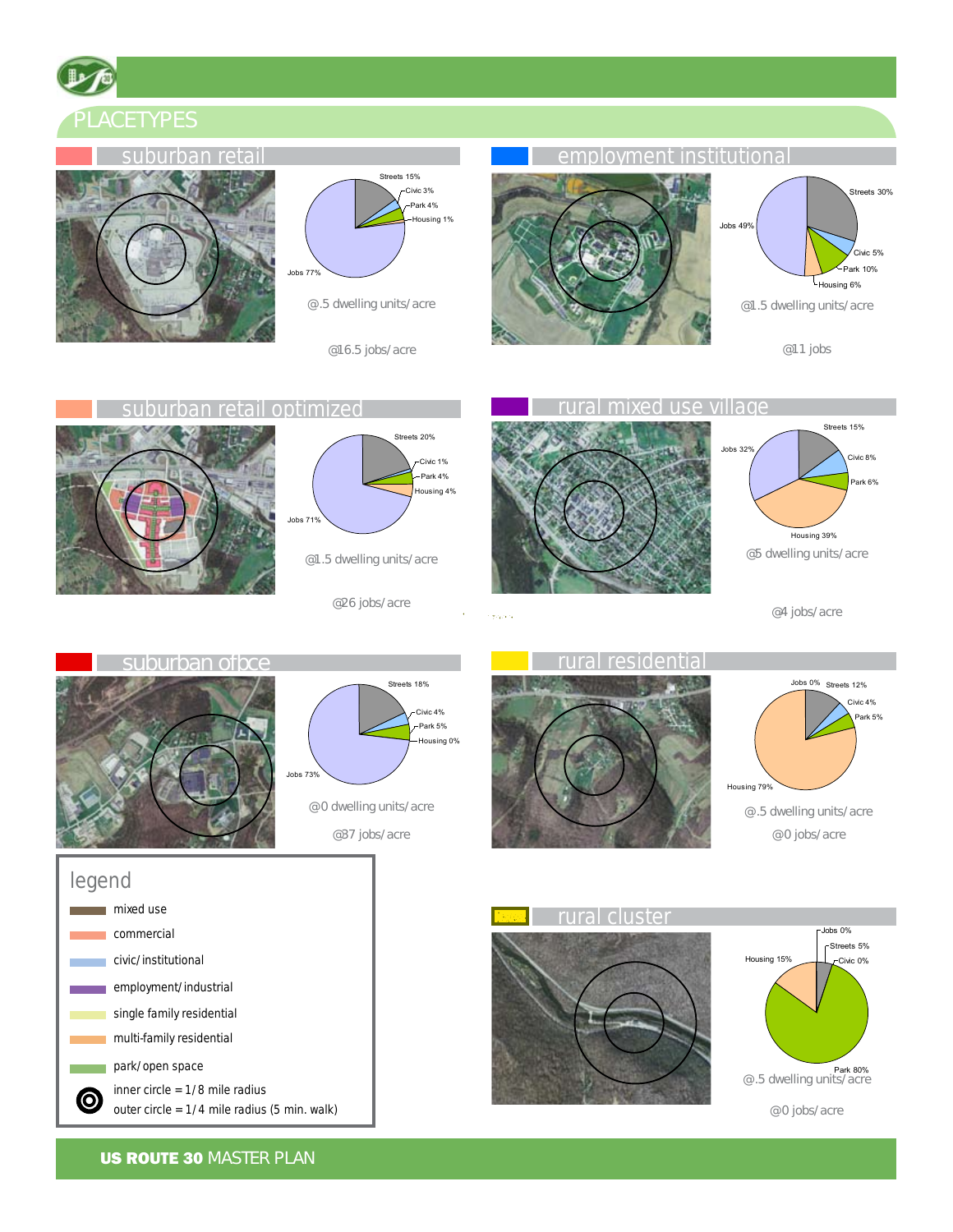## PLACETYPES

### suburban retail

Streets 15%
Civic 3%
Park 4%
Housing 1%
Jobs 77%

@.5 dwelling units/acre

@16.5 jobs/acre

### employment institutional

Streets 30%
Jobs 49%
Civic 5%
Park 10%
Housing 6%

@1.5 dwelling units/acre

@11 jobs

### suburban retail optimized

Streets 20%
Civic 1%
Park 4%
Housing 4%
Jobs 71%

@1.5 dwelling units/acre

@26 jobs/acre

### rural mixed use village

Streets 15%
Jobs 32%
Civic 8%
Park 6%
Housing 39%

@5 dwelling units/acre

@4 jobs/acre

### suburban office

Streets 18%
Civic 4%
Park 5%
Housing 0%
Jobs 73%

@0 dwelling units/acre

@37 jobs/acre

### rural residential

Jobs 0%
Streets 12%
Civic 4%
Park 5%
Housing 79%

@.5 dwelling units/acre

@0 jobs/acre

### legend

- mixed use
- commercial
- civic/institutional
- employment/industrial
- single family residential
- multi-family residential
- park/open space
- inner circle = 1/8 mile radius
- outer circle = 1/4 mile radius (5 min. walk)

### rural cluster

Jobs 0%
Streets 5%
Housing 15%
Civic 0%
Park 80%

@.5 dwelling units/acre

@0 jobs/acre

**US ROUTE 30** MASTER PLAN